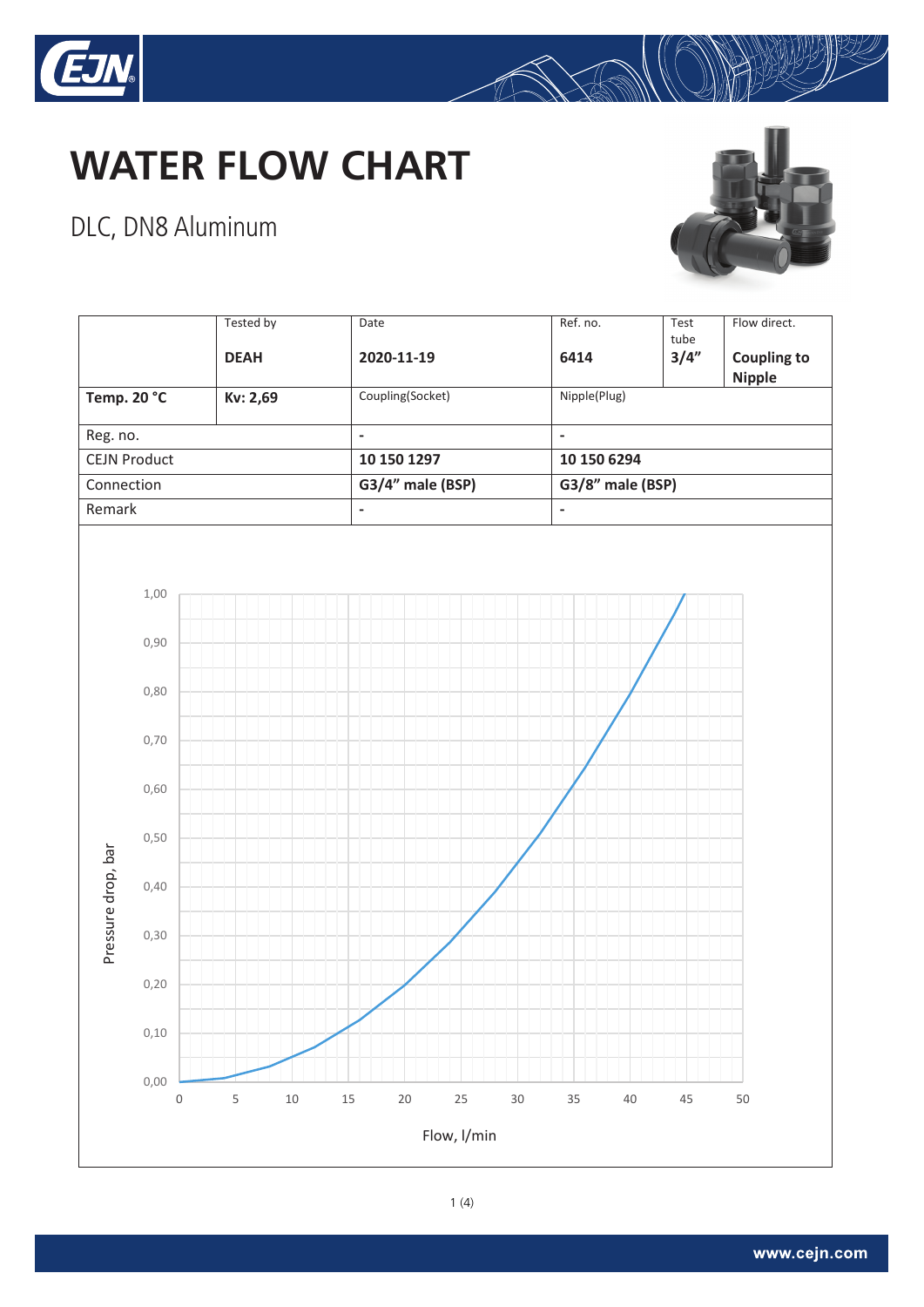# WATER FLOW CHART

## DLC, DN8 Aluminum

| | Tested by | Date | Ref. no. | Test tube | Flow direct. |
|---|---|---|---|---|---|
| | **DEAH** | **2020-11-19** | **6414** | **3/4"** | **Coupling to Nipple** |
| **Temp. 20 °C** | **Kv: 2,69** | Coupling(Socket) | Nipple(Plug) | | |
| Reg. no. | | - | - | | |
| CEJN Product | | **10 150 1297** | **10 150 6294** | | |
| Connection | | **G3/4" male (BSP)** | **G3/8" male (BSP)** | | |
| Remark | | - | - | | |

Pressure drop, bar

Flow, l/min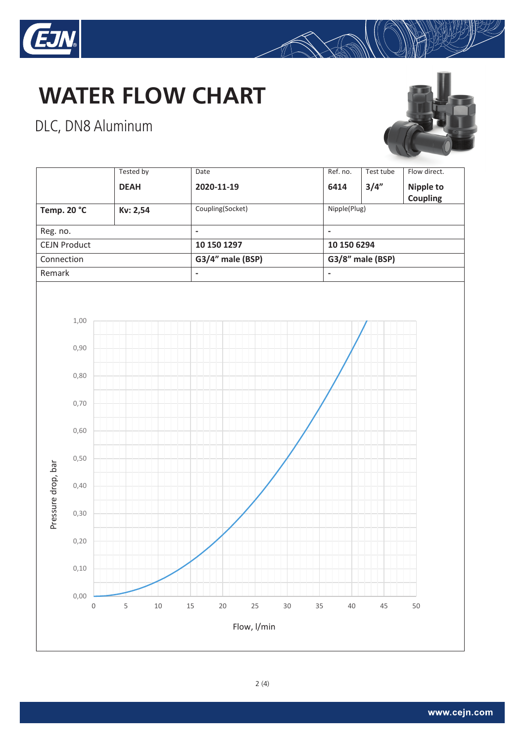# WATER FLOW CHART

DLC, DN8 Aluminum

| | Tested by | Date | Ref. no. | Test tube | Flow direct. |
|---|---|---|---|---|---|
| | **DEAH** | **2020-11-19** | **6414** | **3/4"** | **Nipple to Coupling** |
| **Temp. 20 °C** | **Kv: 2,54** | Coupling(Socket) | Nipple(Plug) | | |
| Reg. no. | | - | - | | |
| CEJN Product | | **10 150 1297** | **10 150 6294** | | |
| Connection | | **G3/4" male (BSP)** | **G3/8" male (BSP)** | | |
| Remark | | - | - | | |

Pressure drop, bar

1,00
0,90
0,80
0,70
0,60
0,50
0,40
0,30
0,20
0,10
0,00

0 5 10 15 20 25 30 35 40 45 50

Flow, l/min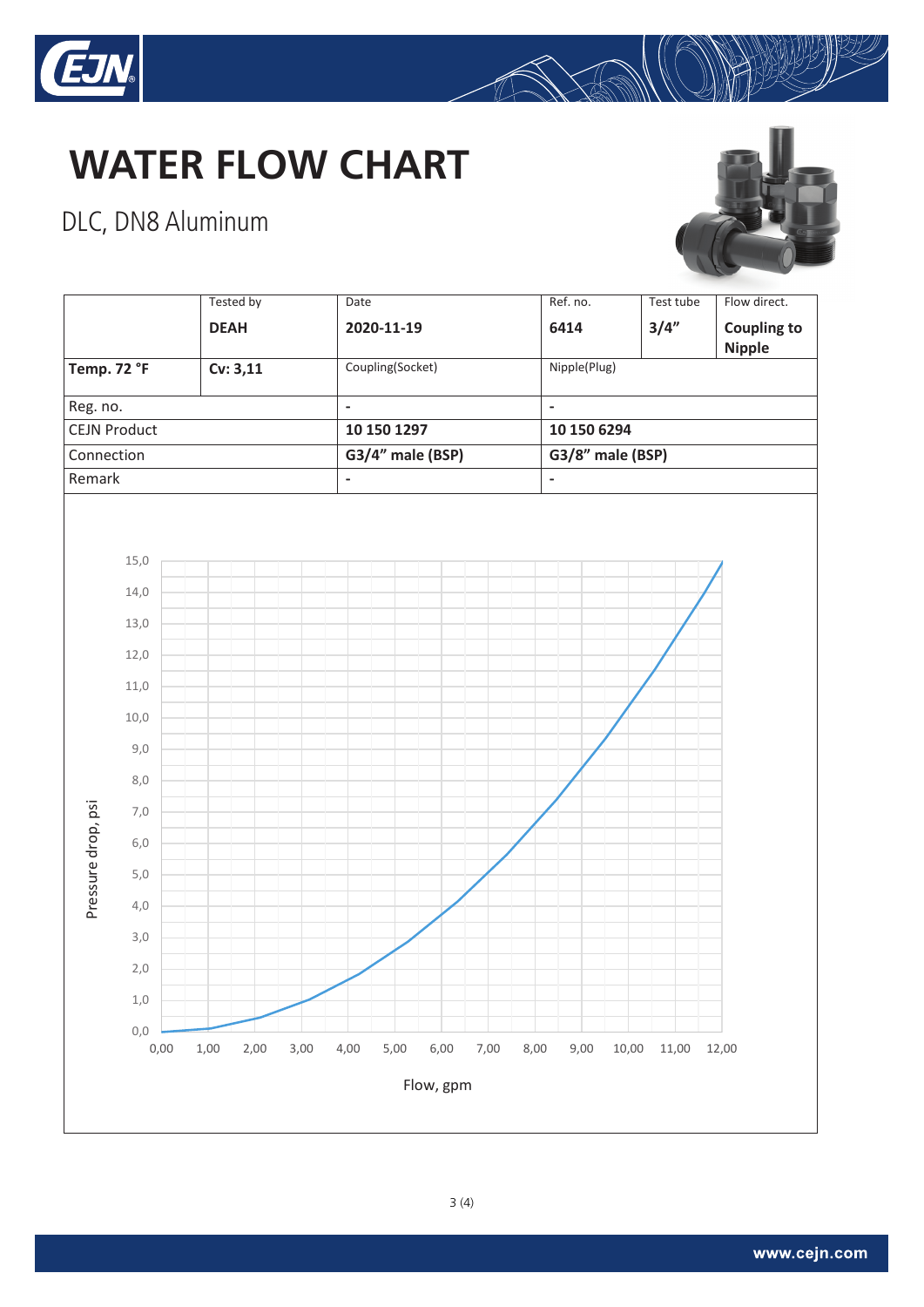# WATER FLOW CHART

## DLC, DN8 Aluminum

| | Tested by | Date | Ref. no. | Test tube | Flow direct. |
|---|---|---|---|---|---|
| | **DEAH** | **2020-11-19** | **6414** | **3/4"** | **Coupling to Nipple** |
| **Temp. 72 °F** | **Cv: 3,11** | Coupling(Socket) | Nipple(Plug) | | |
| Reg. no. | | - | - | | |
| CEJN Product | | **10 150 1297** | **10 150 6294** | | |
| Connection | | **G3/4" male (BSP)** | **G3/8" male (BSP)** | | |
| Remark | | - | - | | |

Pressure drop, psi

Flow, gpm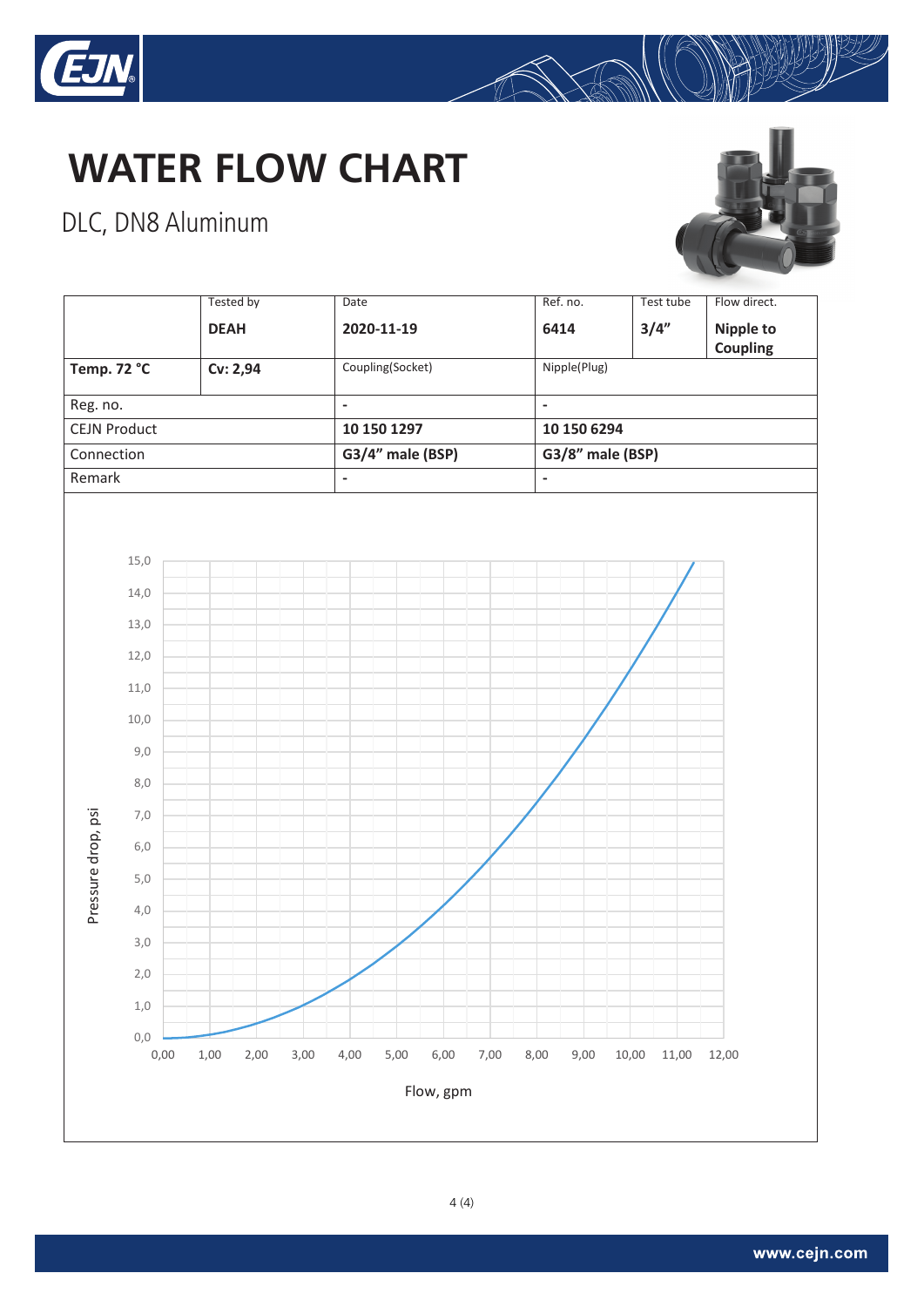# WATER FLOW CHART

DLC, DN8 Aluminum

| | Tested by | Date | Ref. no. | Test tube | Flow direct. |
|---|---|---|---|---|---|
| | **DEAH** | **2020-11-19** | **6414** | **3/4"** | **Nipple to Coupling** |
| **Temp. 72 °C** | **Cv: 2,94** | Coupling(Socket) | Nipple(Plug) | | |
| Reg. no. | | - | - | | |
| CEJN Product | | **10 150 1297** | **10 150 6294** | | |
| Connection | | **G3/4" male (BSP)** | **G3/8" male (BSP)** | | |
| Remark | | - | - | | |

Pressure drop, psi

15,0
14,0
13,0
12,0
11,0
10,0
9,0
8,0
7,0
6,0
5,0
4,0
3,0
2,0
1,0
0,0

0,00 1,00 2,00 3,00 4,00 5,00 6,00 7,00 8,00 9,00 10,00 11,00 12,00

Flow, gpm

www.cejn.com